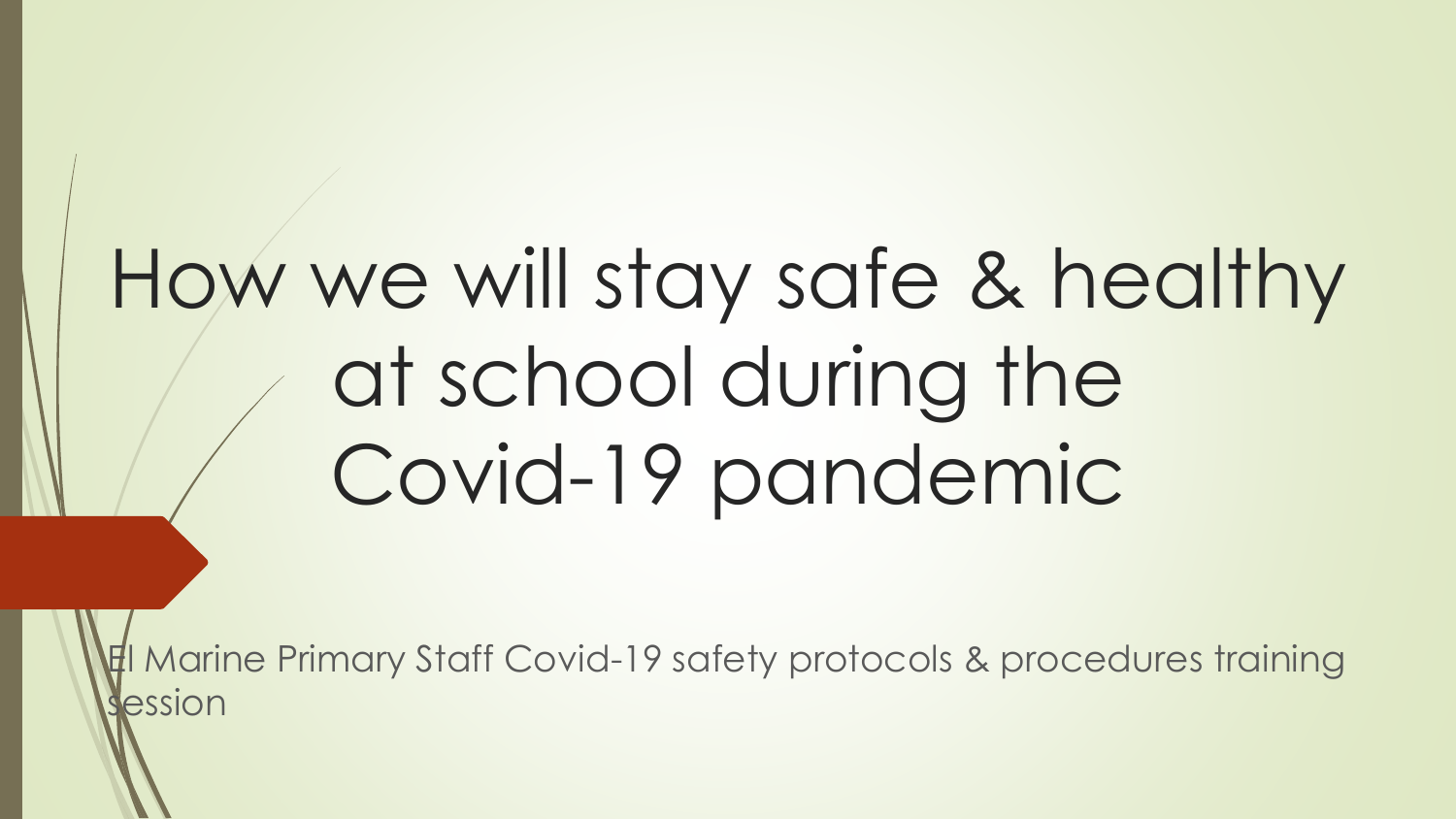# How we will stay safe & healthy at school during the Covid-19 pandemic

El Marine Primary Staff Covid-19 safety protocols & procedures training session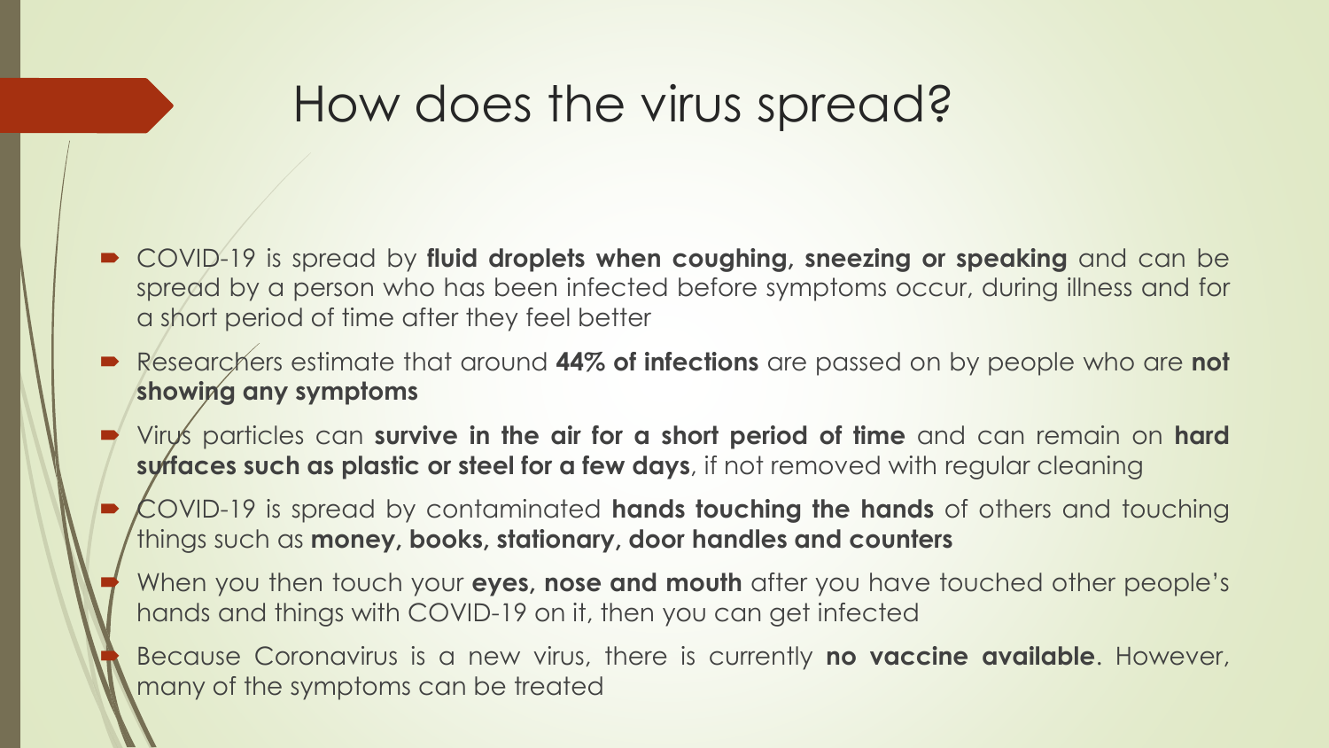# How does the virus spread?

- COVID-19 is spread by **fluid droplets when coughing, sneezing or speaking** and can be spread by a person who has been infected before symptoms occur, during illness and for a short period of time after they feel better
- Researchers estimate that around **44% of infections** are passed on by people who are **not showing any symptoms**
- Virus particles can **survive in the air for a short period of time** and can remain on **hard surfaces such as plastic or steel for a few days**, if not removed with regular cleaning
- COVID-19 is spread by contaminated **hands touching the hands** of others and touching things such as **money, books, stationary, door handles and counters**
- When you then touch your **eyes, nose and mouth** after you have touched other people's hands and things with COVID-19 on it, then you can get infected
- Because Coronavirus is a new virus, there is currently **no vaccine available**. However, many of the symptoms can be treated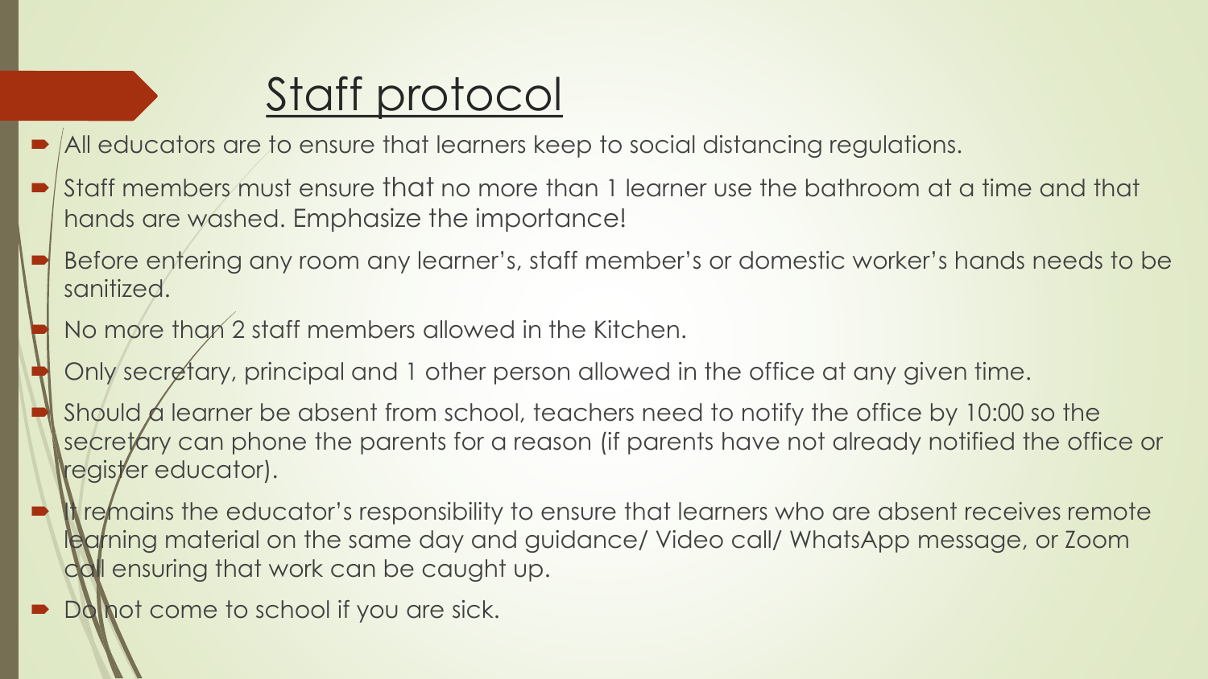# Staff protocol

- All educators are to ensure that learners keep to social distancing regulations.
- Staff members must ensure that no more than 1 learner use the bathroom at a time and that hands are washed. Emphasize the importance!
- Before entering any room any learner's, staff member's or domestic worker's hands needs to be sanitized.
- No more than 2 staff members allowed in the Kitchen.
- Only secretary, principal and 1 other person allowed in the office at any given time.
- Should a learner be absent from school, teachers need to notify the office by 10:00 so the secretary can phone the parents for a reason (if parents have not already notified the office or register educator).
- It remains the educator's responsibility to ensure that learners who are absent receives remote learning material on the same day and guidance/ Video call/ WhatsApp message, or Zoom call ensuring that work can be caught up.
- Do not come to school if you are sick.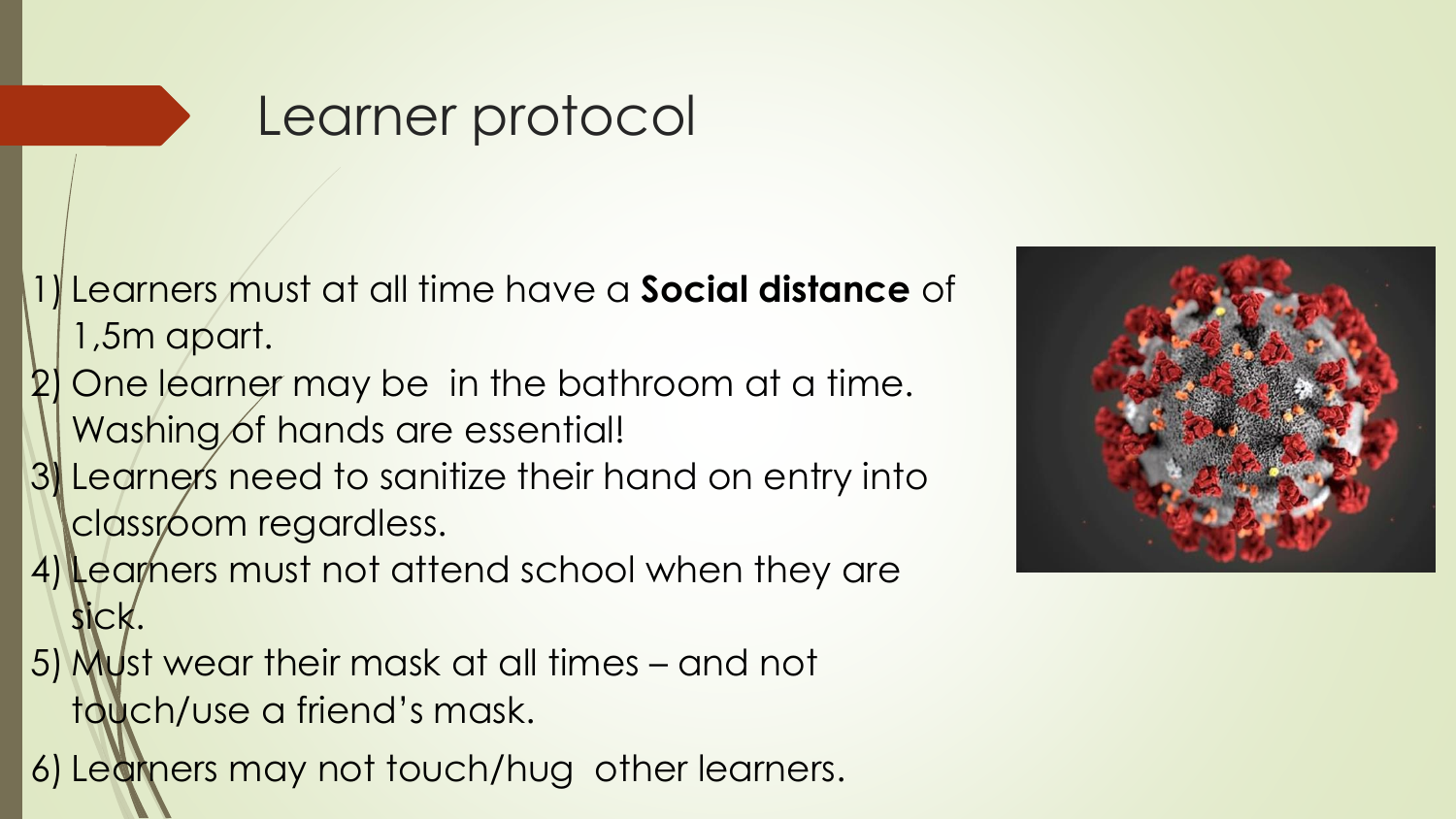# Learner protocol

1) Learners must at all time have a **Social distance** of 1,5m apart.
2) One learner may be in the bathroom at a time. Washing of hands are essential!
3) Learners need to sanitize their hand on entry into classroom regardless.
4) Learners must not attend school when they are sick.
5) Must wear their mask at all times – and not touch/use a friend's mask.
6) Learners may not touch/hug other learners.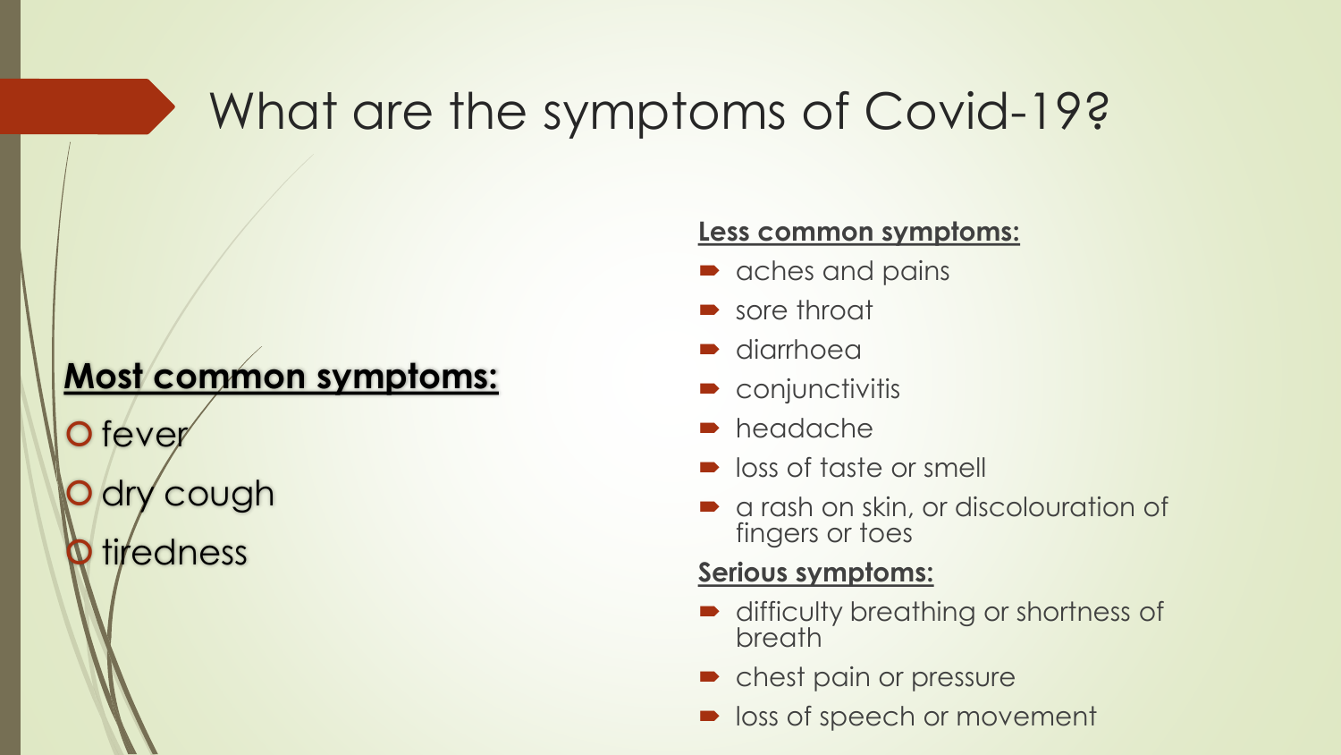# What are the symptoms of Covid-19?

**Most common symptoms:**

- fever
- dry cough
- tiredness

**Less common symptoms:**

- aches and pains
- sore throat
- diarrhoea
- conjunctivitis
- headache
- loss of taste or smell
- a rash on skin, or discolouration of fingers or toes

**Serious symptoms:**

- difficulty breathing or shortness of breath
- chest pain or pressure
- loss of speech or movement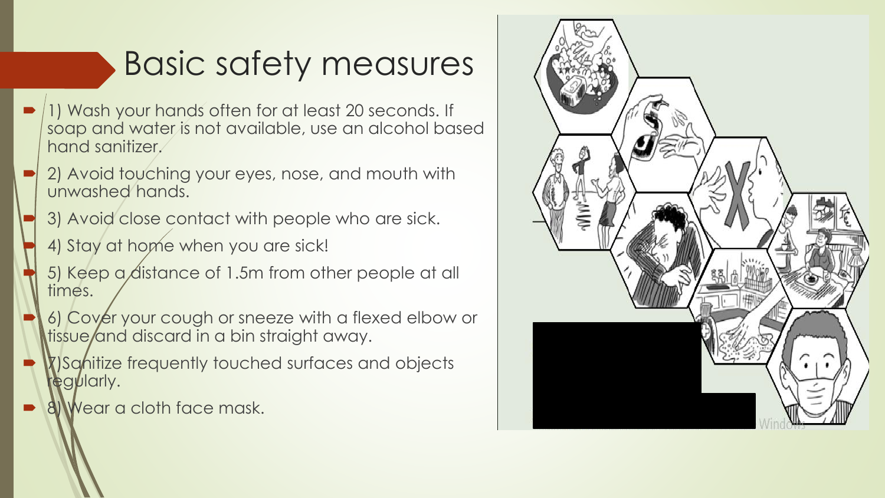# Basic safety measures

- 1) Wash your hands often for at least 20 seconds. If soap and water is not available, use an alcohol based hand sanitizer.
- 2) Avoid touching your eyes, nose, and mouth with unwashed hands.
- 3) Avoid close contact with people who are sick.
- 4) Stay at home when you are sick!
- 5) Keep a distance of 1.5m from other people at all times.
- 6) Cover your cough or sneeze with a flexed elbow or tissue and discard in a bin straight away.
- 7)Sanitize frequently touched surfaces and objects regularly.
- 8) Wear a cloth face mask.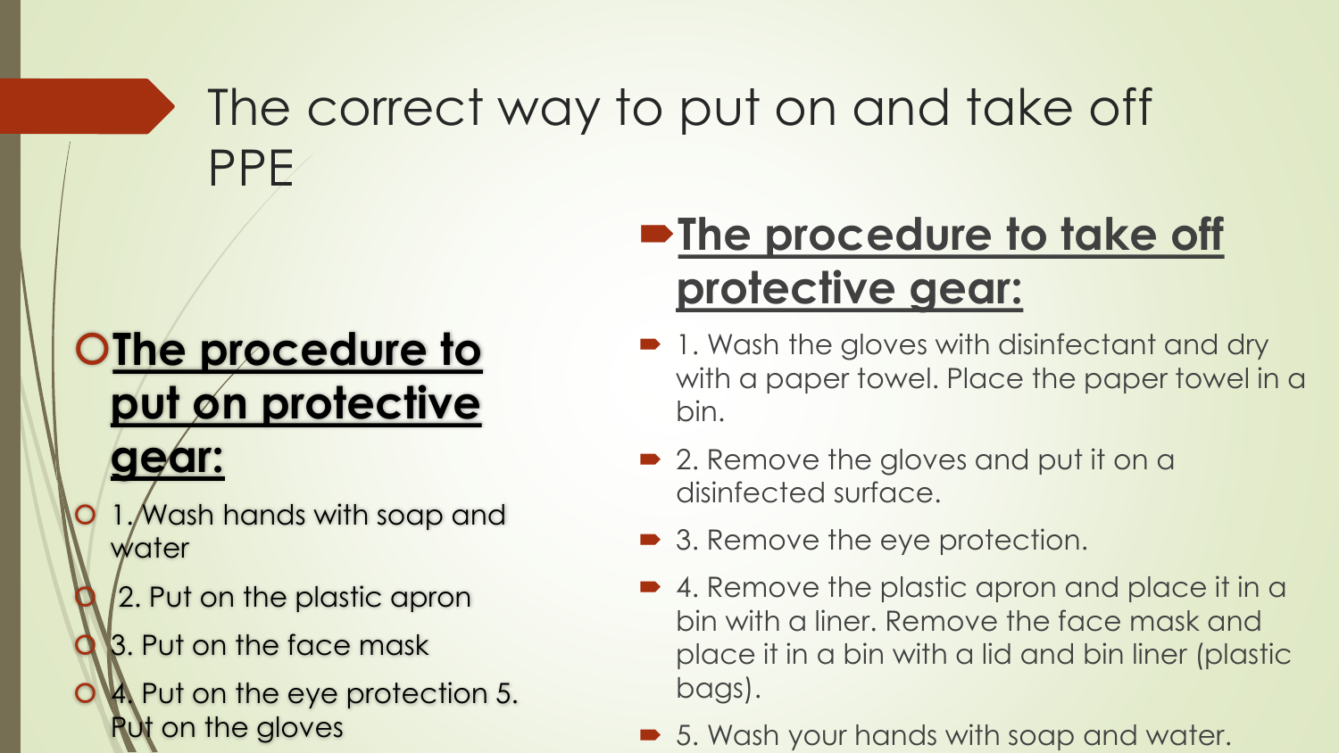# The correct way to put on and take off PPE

## **The procedure to put on protective gear:**

- 1. Wash hands with soap and water
- 2. Put on the plastic apron
- 3. Put on the face mask
- 4. Put on the eye protection 5. Put on the gloves

## **The procedure to take off protective gear:**

- 1. Wash the gloves with disinfectant and dry with a paper towel. Place the paper towel in a bin.
- 2. Remove the gloves and put it on a disinfected surface.
- 3. Remove the eye protection.
- 4. Remove the plastic apron and place it in a bin with a liner. Remove the face mask and place it in a bin with a lid and bin liner (plastic bags).
- 5. Wash your hands with soap and water.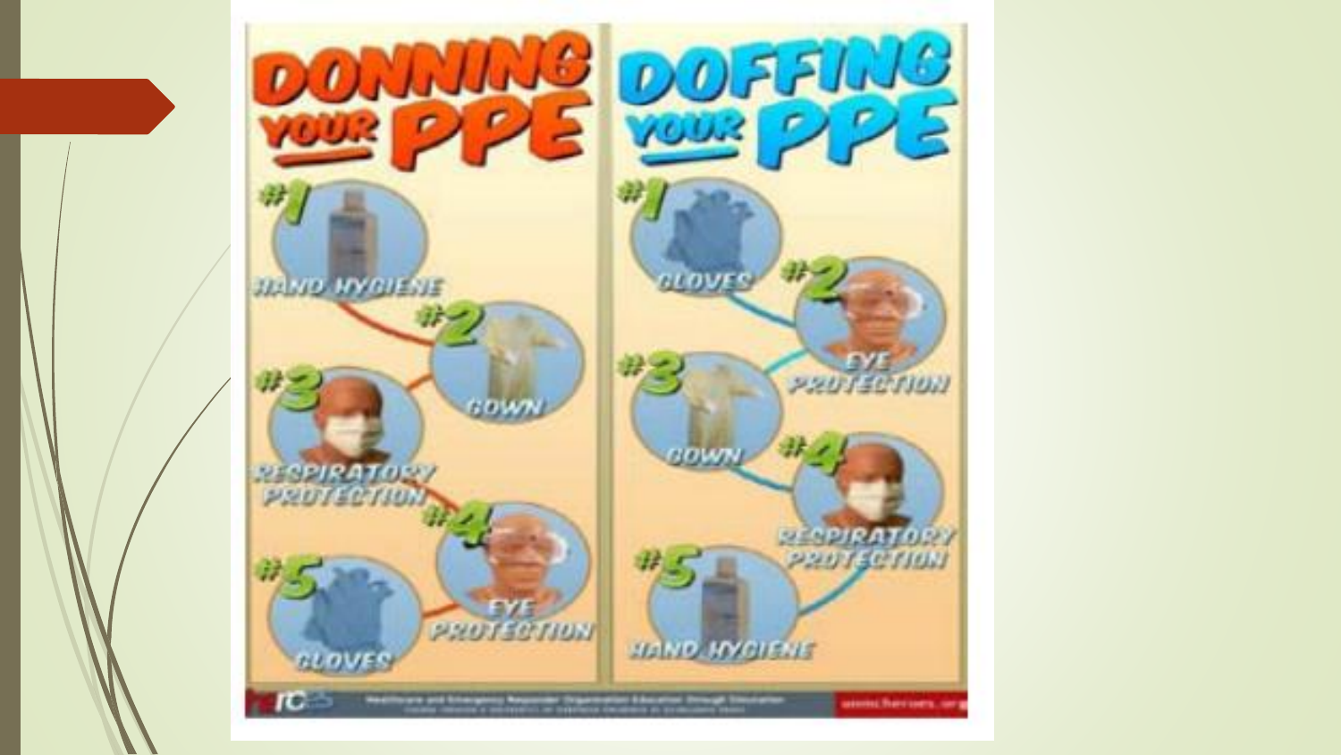# DONNING YOUR PPE

#1 HAND HYGIENE

#2 GOWN

#3 RESPIRATORY PROTECTION

#4 EYE PROTECTION

#5 GLOVES

# DOFFING YOUR PPE

#1 GLOVES

#2 EYE PROTECTION

#3 GOWN

#4 RESPIRATORY PROTECTION

#5 HAND HYGIENE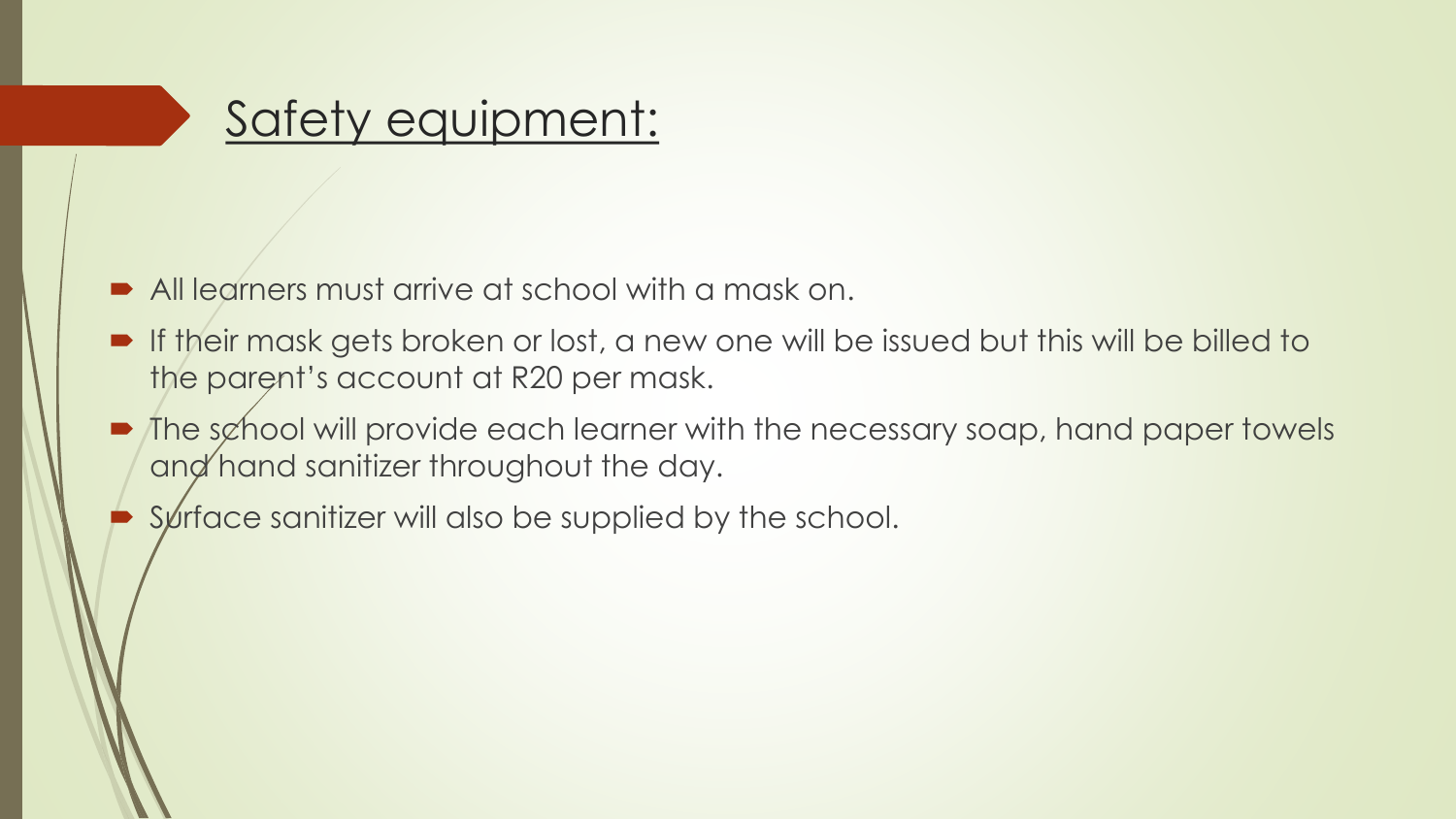# Safety equipment:

- All learners must arrive at school with a mask on.
- If their mask gets broken or lost, a new one will be issued but this will be billed to the parent's account at R20 per mask.
- The school will provide each learner with the necessary soap, hand paper towels and hand sanitizer throughout the day.
- Surface sanitizer will also be supplied by the school.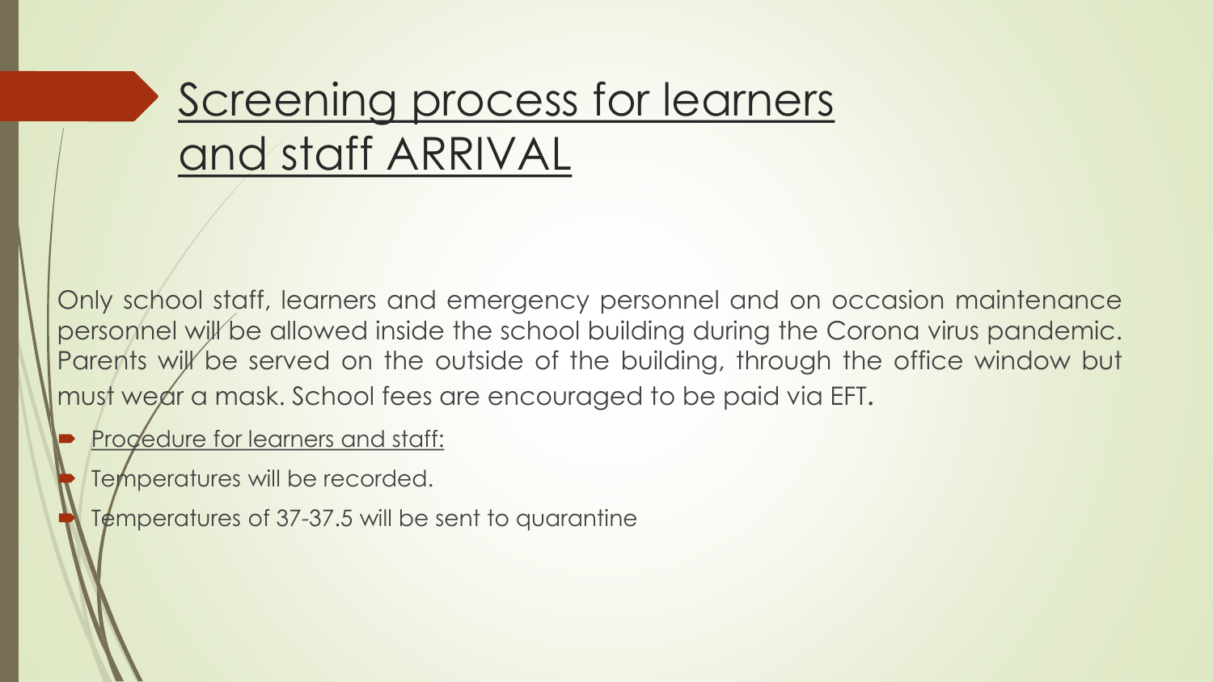# Screening process for learners and staff ARRIVAL

Only school staff, learners and emergency personnel and on occasion maintenance personnel will be allowed inside the school building during the Corona virus pandemic. Parents will be served on the outside of the building, through the office window but must wear a mask. School fees are encouraged to be paid via EFT.

- Procedure for learners and staff:
- Temperatures will be recorded.
- Temperatures of 37-37.5 will be sent to quarantine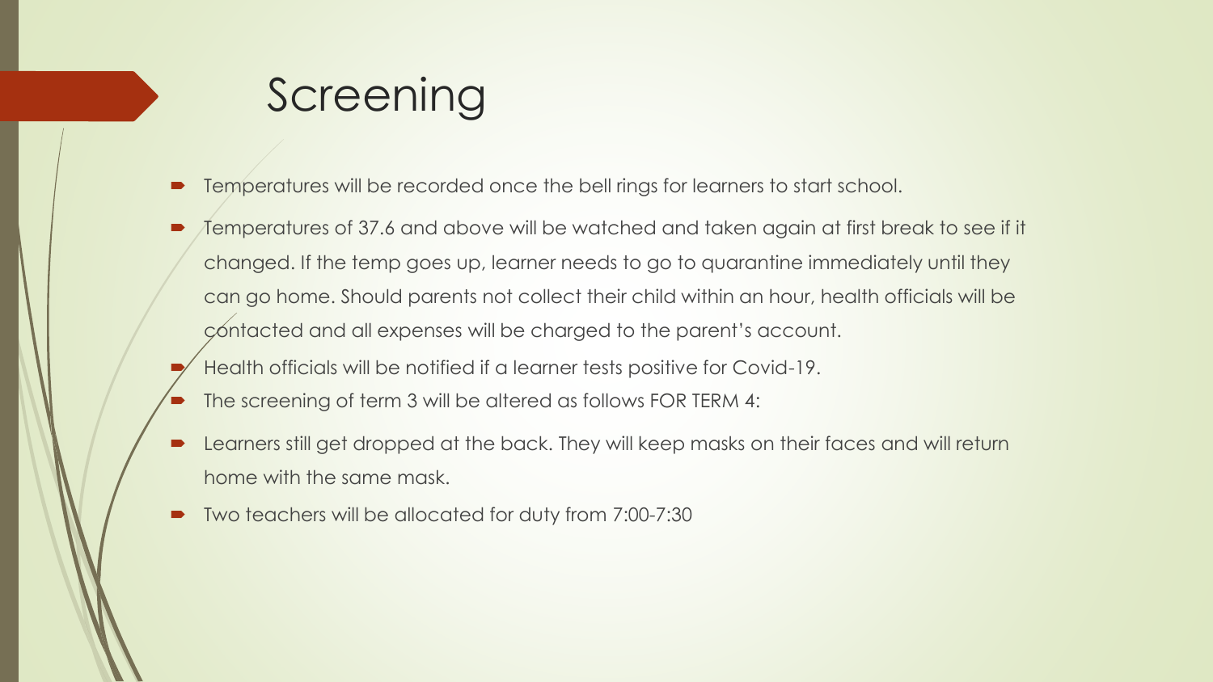# Screening

- Temperatures will be recorded once the bell rings for learners to start school.
- Temperatures of 37.6 and above will be watched and taken again at first break to see if it changed. If the temp goes up, learner needs to go to quarantine immediately until they can go home. Should parents not collect their child within an hour, health officials will be contacted and all expenses will be charged to the parent's account.
- Health officials will be notified if a learner tests positive for Covid-19.
- The screening of term 3 will be altered as follows FOR TERM 4:
- Learners still get dropped at the back. They will keep masks on their faces and will return home with the same mask.
- Two teachers will be allocated for duty from 7:00-7:30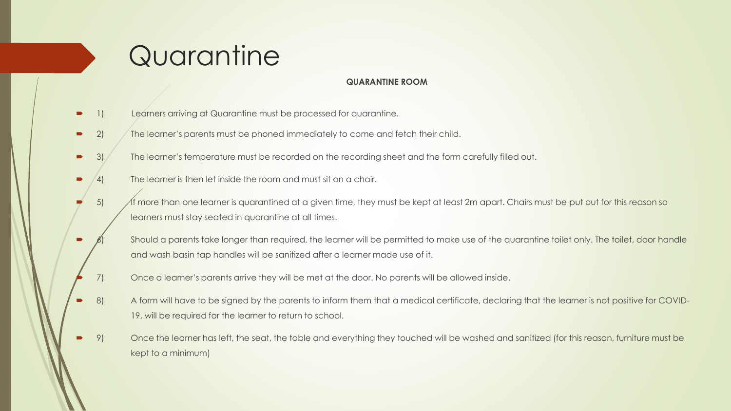# Quarantine

**QUARANTINE ROOM**

- 1) Learners arriving at Quarantine must be processed for quarantine.
- 2) The learner's parents must be phoned immediately to come and fetch their child.
- 3) The learner's temperature must be recorded on the recording sheet and the form carefully filled out.
- 4) The learner is then let inside the room and must sit on a chair.
- 5) If more than one learner is quarantined at a given time, they must be kept at least 2m apart. Chairs must be put out for this reason so learners must stay seated in quarantine at all times.
- 6) Should a parents take longer than required, the learner will be permitted to make use of the quarantine toilet only. The toilet, door handle and wash basin tap handles will be sanitized after a learner made use of it.
- 7) Once a learner's parents arrive they will be met at the door. No parents will be allowed inside.
- 8) A form will have to be signed by the parents to inform them that a medical certificate, declaring that the learner is not positive for COVID-19, will be required for the learner to return to school.
- 9) Once the learner has left, the seat, the table and everything they touched will be washed and sanitized (for this reason, furniture must be kept to a minimum)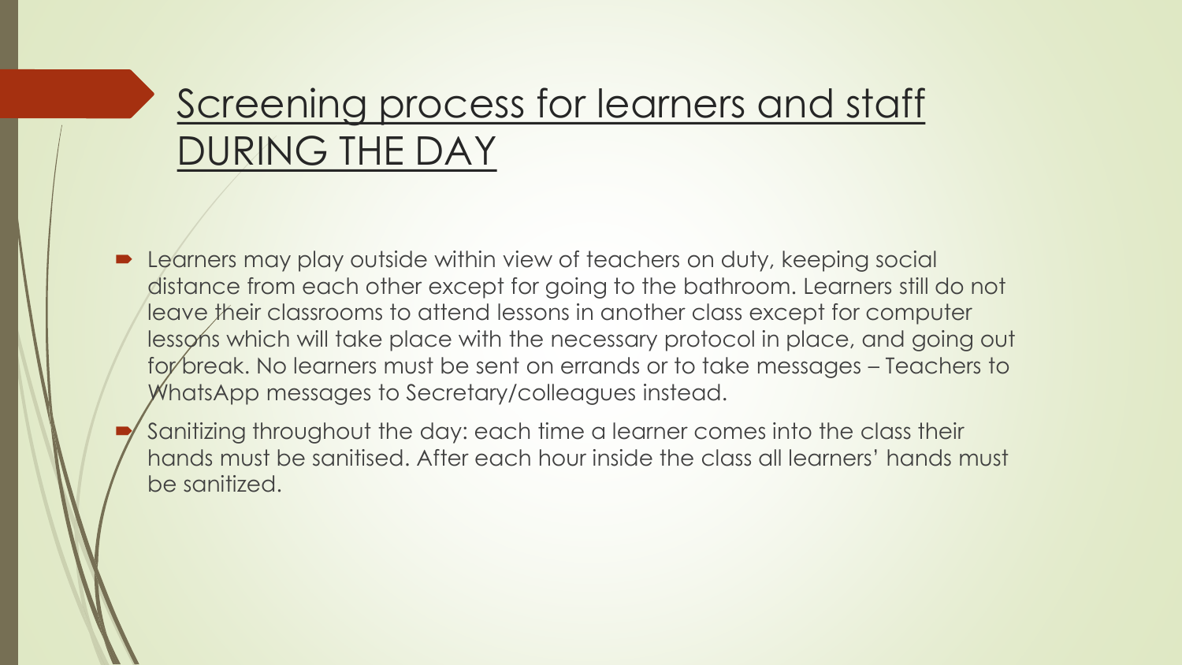# Screening process for learners and staff DURING THE DAY

- Learners may play outside within view of teachers on duty, keeping social distance from each other except for going to the bathroom. Learners still do not leave their classrooms to attend lessons in another class except for computer lessons which will take place with the necessary protocol in place, and going out for break. No learners must be sent on errands or to take messages – Teachers to WhatsApp messages to Secretary/colleagues instead.
- Sanitizing throughout the day: each time a learner comes into the class their hands must be sanitised. After each hour inside the class all learners' hands must be sanitized.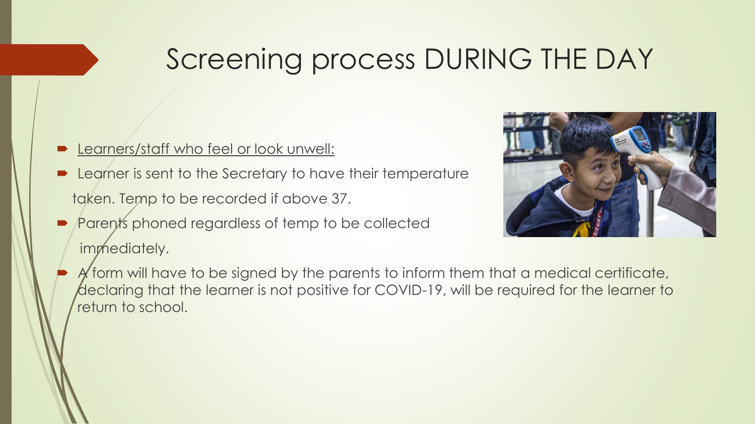# Screening process DURING THE DAY

- <u>Learners/staff who feel or look unwell:</u>
- Learner is sent to the Secretary to have their temperature taken. Temp to be recorded if above 37.
- Parents phoned regardless of temp to be collected immediately.
- A form will have to be signed by the parents to inform them that a medical certificate, declaring that the learner is not positive for COVID-19, will be required for the learner to return to school.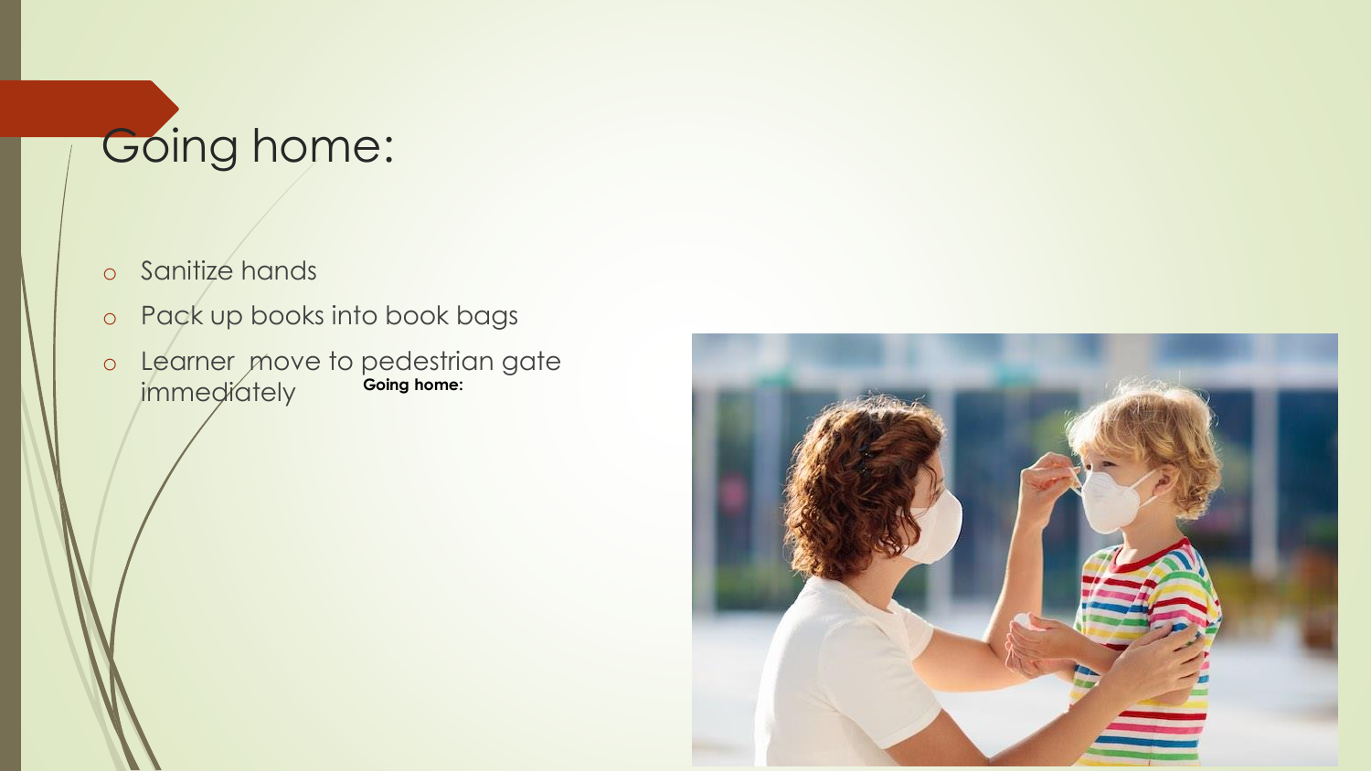# Going home:

- Sanitize hands
- Pack up books into book bags
- Learner move to pedestrian gate immediately

**Going home:**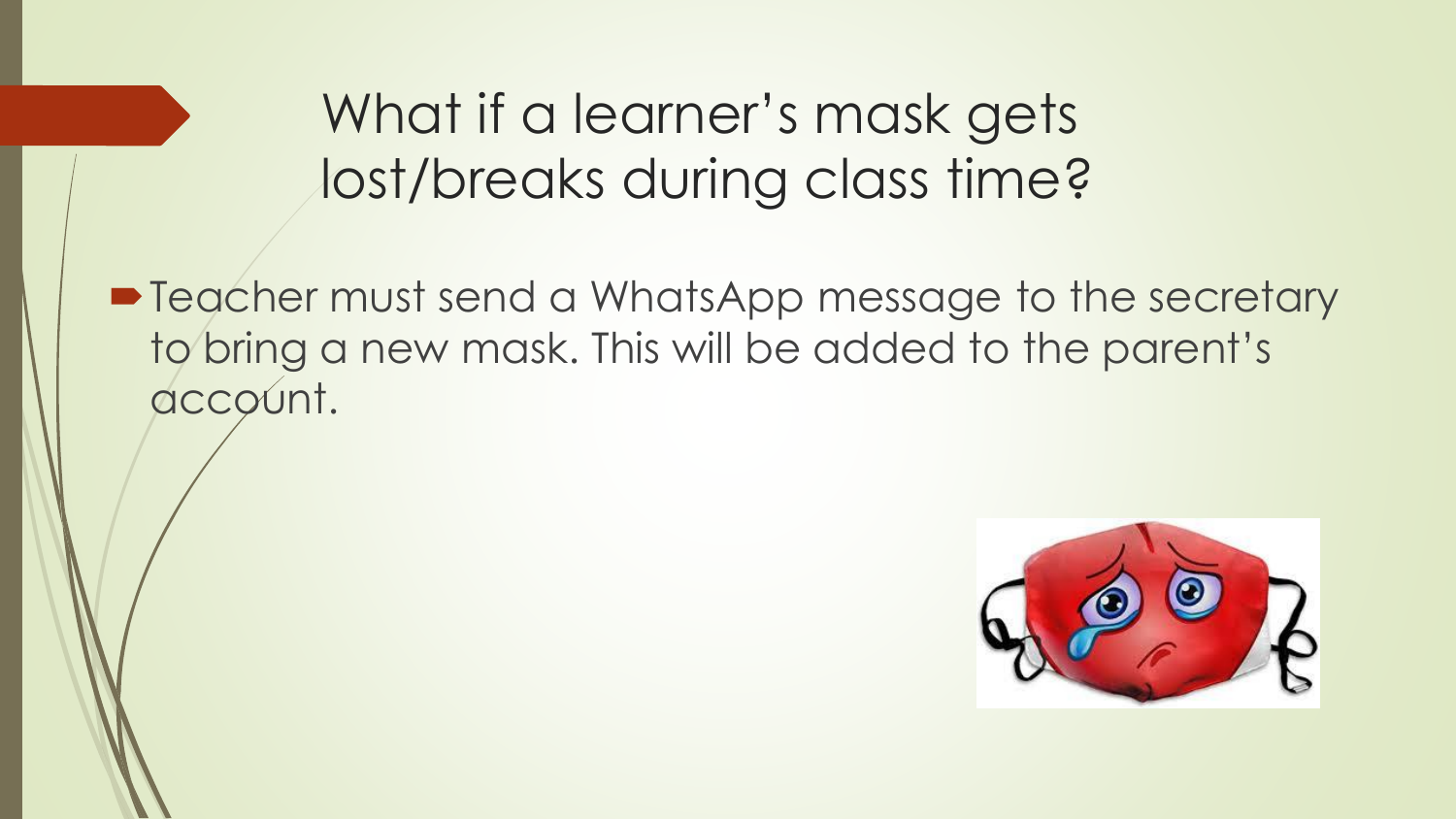# What if a learner's mask gets lost/breaks during class time?

- Teacher must send a WhatsApp message to the secretary to bring a new mask. This will be added to the parent's account.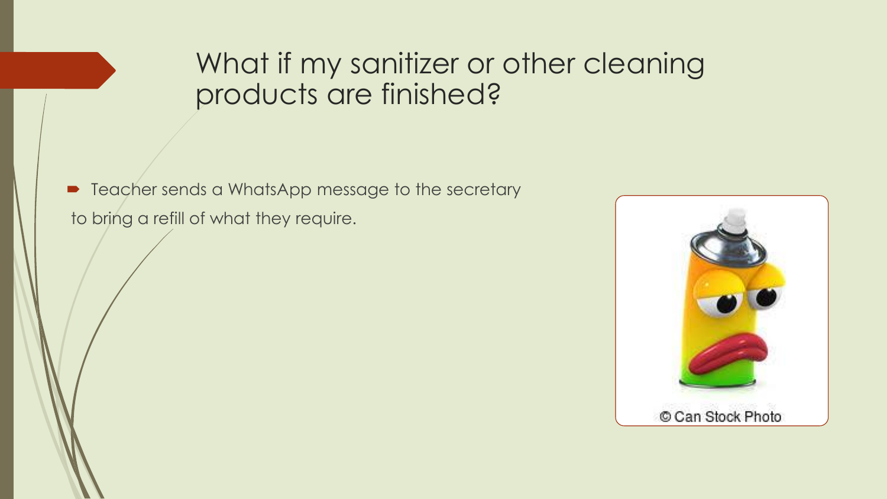## What if my sanitizer or other cleaning products are finished?

- Teacher sends a WhatsApp message to the secretary to bring a refill of what they require.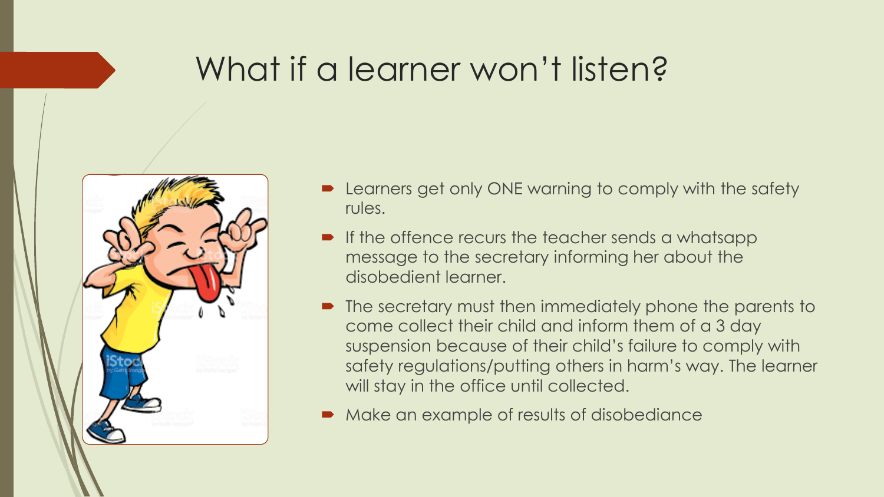# What if a learner won't listen?

- Learners get only ONE warning to comply with the safety rules.
- If the offence recurs the teacher sends a whatsapp message to the secretary informing her about the disobedient learner.
- The secretary must then immediately phone the parents to come collect their child and inform them of a 3 day suspension because of their child's failure to comply with safety regulations/putting others in harm's way. The learner will stay in the office until collected.
- Make an example of results of disobediance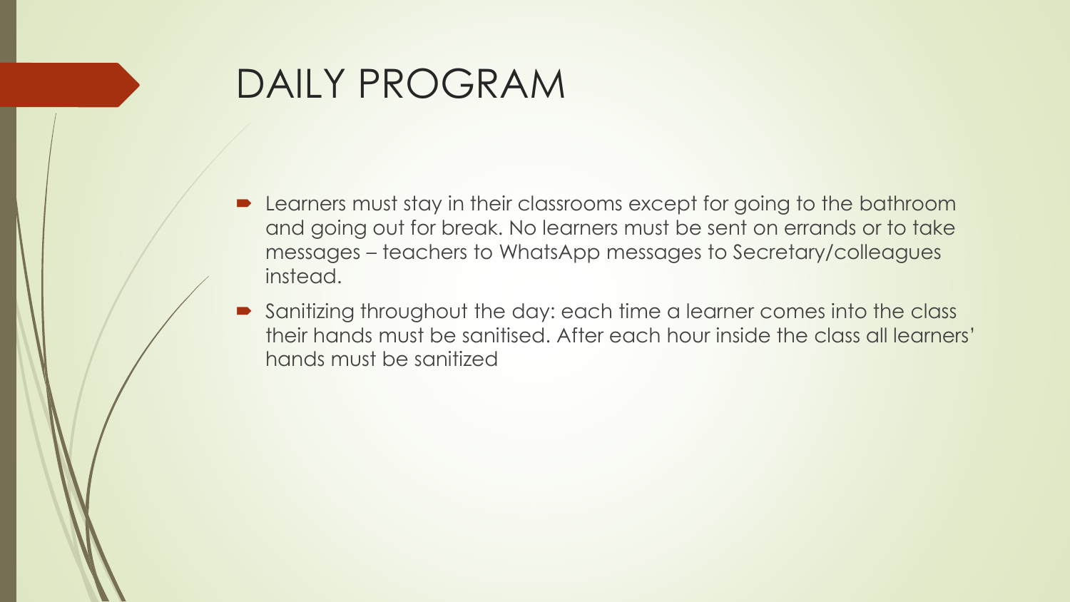# DAILY PROGRAM

- Learners must stay in their classrooms except for going to the bathroom and going out for break. No learners must be sent on errands or to take messages – teachers to WhatsApp messages to Secretary/colleagues instead.
- Sanitizing throughout the day: each time a learner comes into the class their hands must be sanitised. After each hour inside the class all learners' hands must be sanitized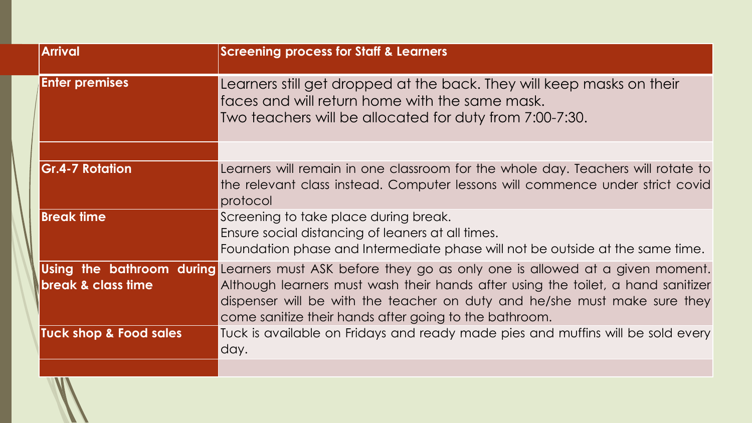| Arrival | Screening process for Staff & Learners |
| --- | --- |
| Enter premises | Learners still get dropped at the back. They will keep masks on their faces and will return home with the same mask.<br>Two teachers will be allocated for duty from 7:00-7:30. |
| | |
| Gr.4-7 Rotation | Learners will remain in one classroom for the whole day. Teachers will rotate to the relevant class instead. Computer lessons will commence under strict covid protocol |
| Break time | Screening to take place during break.<br>Ensure social distancing of leaners at all times.<br>Foundation phase and Intermediate phase will not be outside at the same time. |
| Using the bathroom during break & class time | Learners must ASK before they go as only one is allowed at a given moment. Although learners must wash their hands after using the toilet, a hand sanitizer dispenser will be with the teacher on duty and he/she must make sure they come sanitize their hands after going to the bathroom. |
| Tuck shop & Food sales | Tuck is available on Fridays and ready made pies and muffins will be sold every day. |
| | |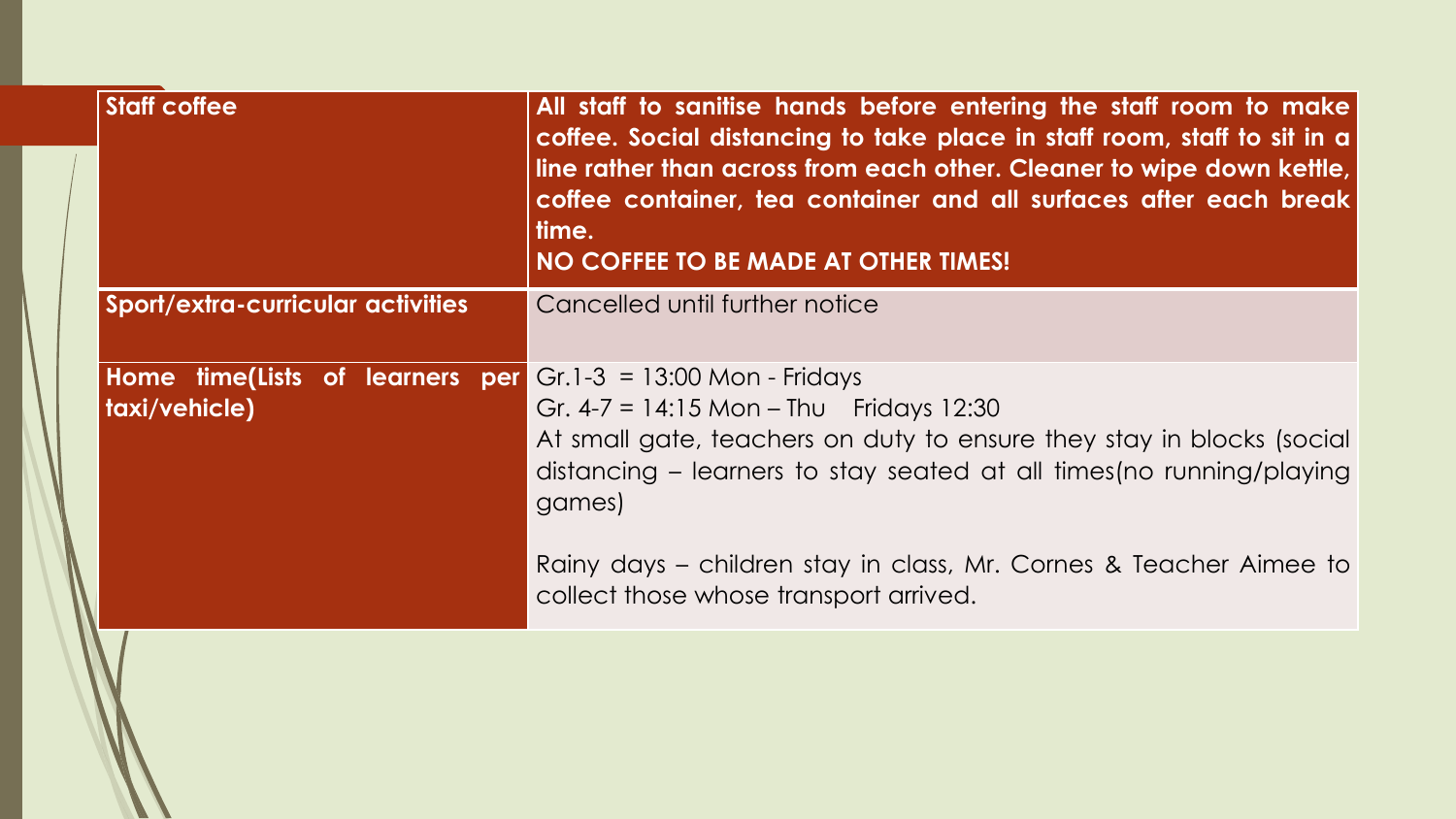| **Staff coffee** | **All staff to sanitise hands before entering the staff room to make coffee. Social distancing to take place in staff room, staff to sit in a line rather than across from each other. Cleaner to wipe down kettle, coffee container, tea container and all surfaces after each break time.**<br>**NO COFFEE TO BE MADE AT OTHER TIMES!** |
|---|---|
| **Sport/extra-curricular activities** | Cancelled until further notice |
| **Home time(Lists of learners per taxi/vehicle)** | Gr.1-3 = 13:00 Mon - Fridays<br>Gr. 4-7 = 14:15 Mon – Thu Fridays 12:30<br>At small gate, teachers on duty to ensure they stay in blocks (social distancing – learners to stay seated at all times(no running/playing games)<br><br>Rainy days – children stay in class, Mr. Cornes & Teacher Aimee to collect those whose transport arrived. |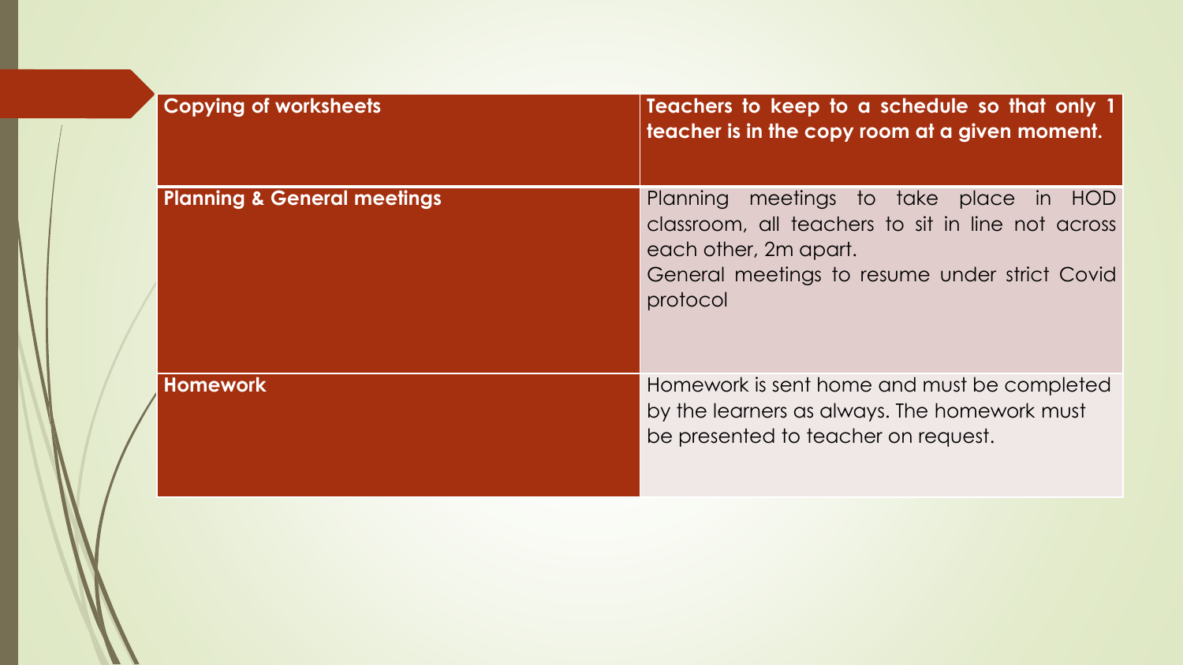| Copying of worksheets | **Teachers to keep to a schedule so that only 1 teacher is in the copy room at a given moment.** |
|---|---|
| **Planning & General meetings** | Planning meetings to take place in HOD classroom, all teachers to sit in line not across each other, 2m apart.<br>General meetings to resume under strict Covid protocol |
| **Homework** | Homework is sent home and must be completed by the learners as always. The homework must be presented to teacher on request. |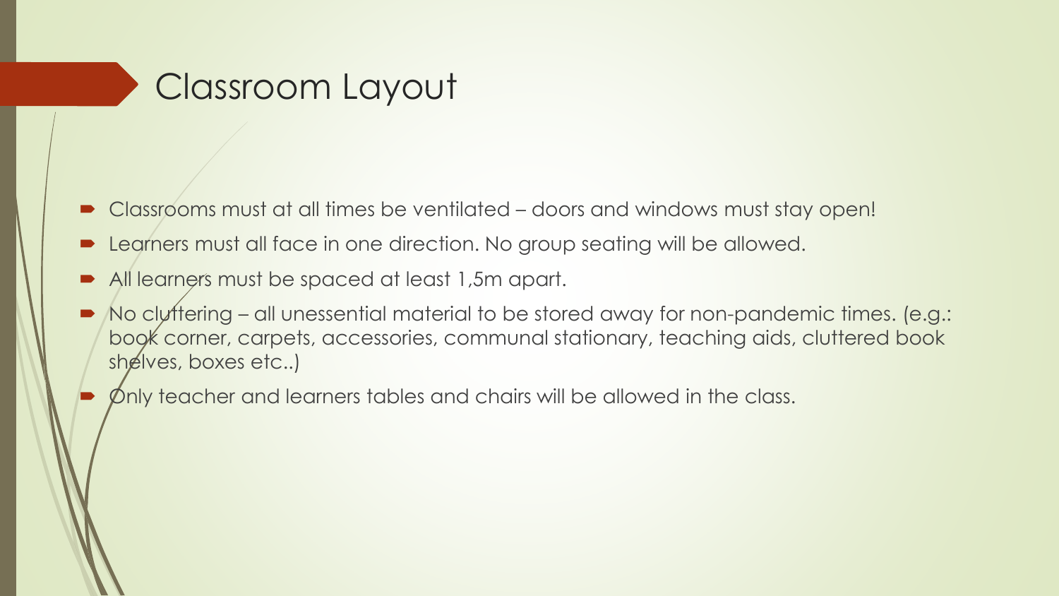# Classroom Layout

- Classrooms must at all times be ventilated – doors and windows must stay open!
- Learners must all face in one direction. No group seating will be allowed.
- All learners must be spaced at least 1,5m apart.
- No cluttering – all unessential material to be stored away for non-pandemic times. (e.g.: book corner, carpets, accessories, communal stationary, teaching aids, cluttered book shelves, boxes etc..)
- Only teacher and learners tables and chairs will be allowed in the class.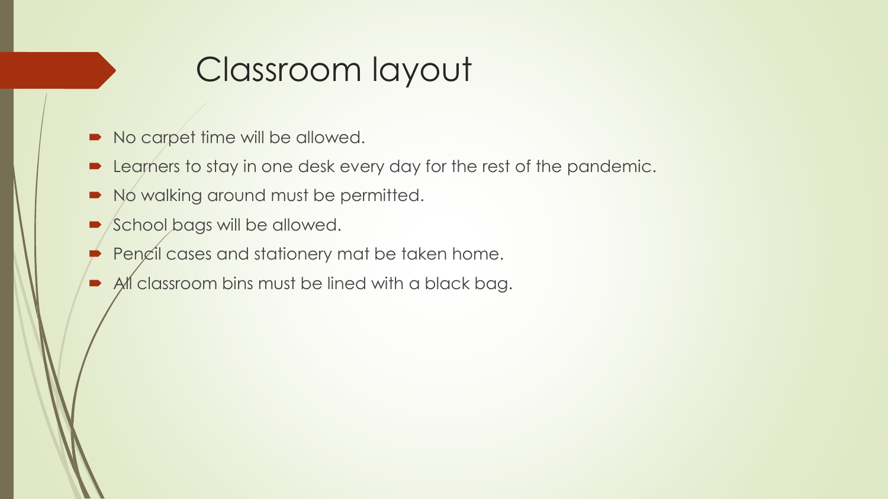# Classroom layout

- No carpet time will be allowed.
- Learners to stay in one desk every day for the rest of the pandemic.
- No walking around must be permitted.
- School bags will be allowed.
- Pencil cases and stationery mat be taken home.
- All classroom bins must be lined with a black bag.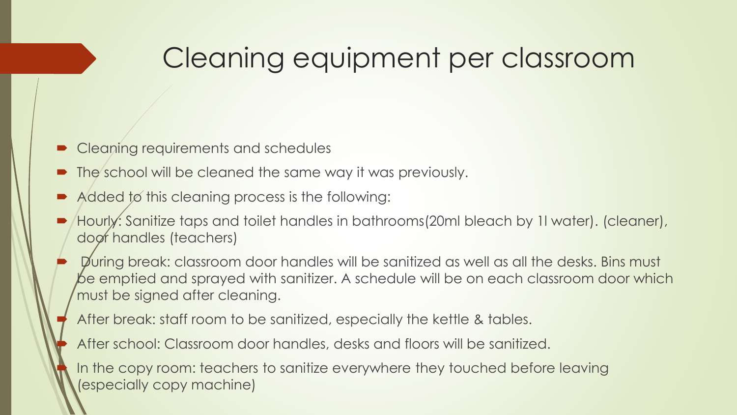# Cleaning equipment per classroom

- Cleaning requirements and schedules
- The school will be cleaned the same way it was previously.
- Added to this cleaning process is the following:
- Hourly: Sanitize taps and toilet handles in bathrooms(20ml bleach by 1l water). (cleaner), door handles (teachers)
- During break: classroom door handles will be sanitized as well as all the desks. Bins must be emptied and sprayed with sanitizer. A schedule will be on each classroom door which must be signed after cleaning.
- After break: staff room to be sanitized, especially the kettle & tables.
- After school: Classroom door handles, desks and floors will be sanitized.
- In the copy room: teachers to sanitize everywhere they touched before leaving (especially copy machine)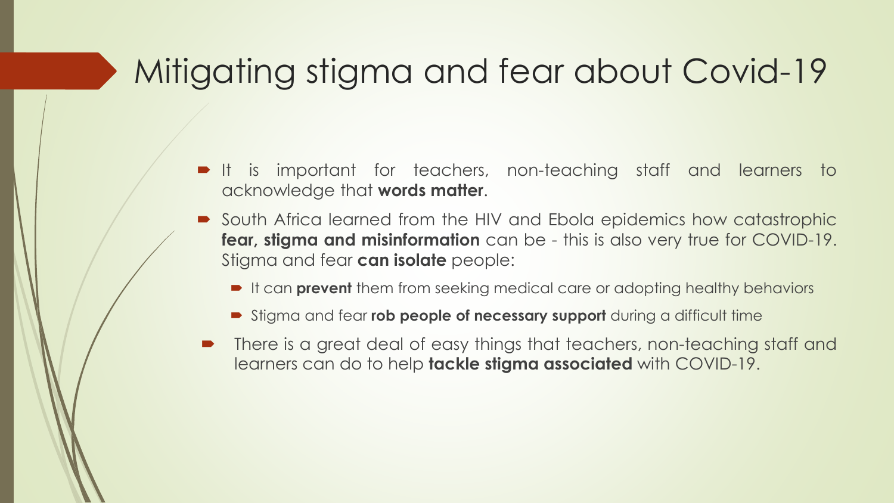# Mitigating stigma and fear about Covid-19

- It is important for teachers, non-teaching staff and learners to acknowledge that **words matter**.
- South Africa learned from the HIV and Ebola epidemics how catastrophic **fear, stigma and misinformation** can be - this is also very true for COVID-19. Stigma and fear **can isolate** people:
  - It can **prevent** them from seeking medical care or adopting healthy behaviors
  - Stigma and fear **rob people of necessary support** during a difficult time
- There is a great deal of easy things that teachers, non-teaching staff and learners can do to help **tackle stigma associated** with COVID-19.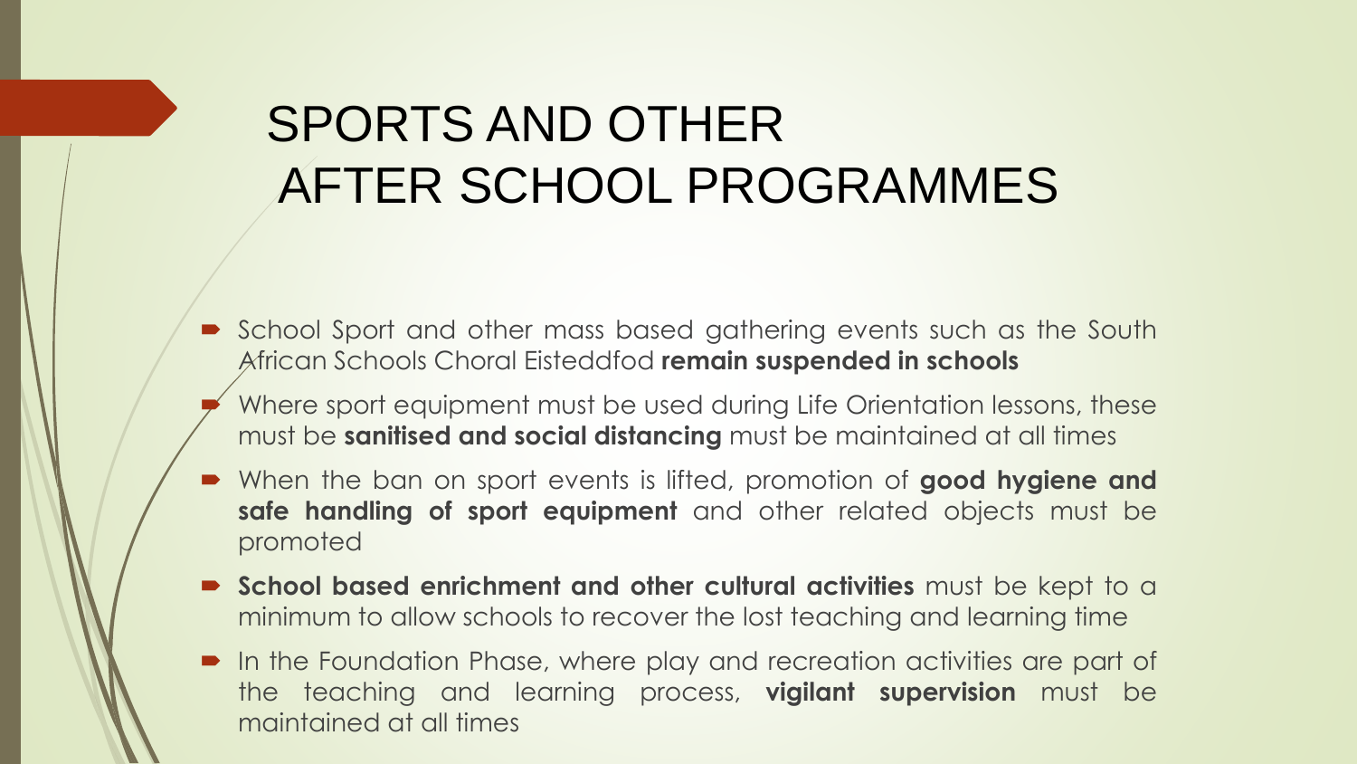# SPORTS AND OTHER AFTER SCHOOL PROGRAMMES

- School Sport and other mass based gathering events such as the South African Schools Choral Eisteddfod **remain suspended in schools**
- Where sport equipment must be used during Life Orientation lessons, these must be **sanitised and social distancing** must be maintained at all times
- When the ban on sport events is lifted, promotion of **good hygiene and safe handling of sport equipment** and other related objects must be promoted
- **School based enrichment and other cultural activities** must be kept to a minimum to allow schools to recover the lost teaching and learning time
- In the Foundation Phase, where play and recreation activities are part of the teaching and learning process, **vigilant supervision** must be maintained at all times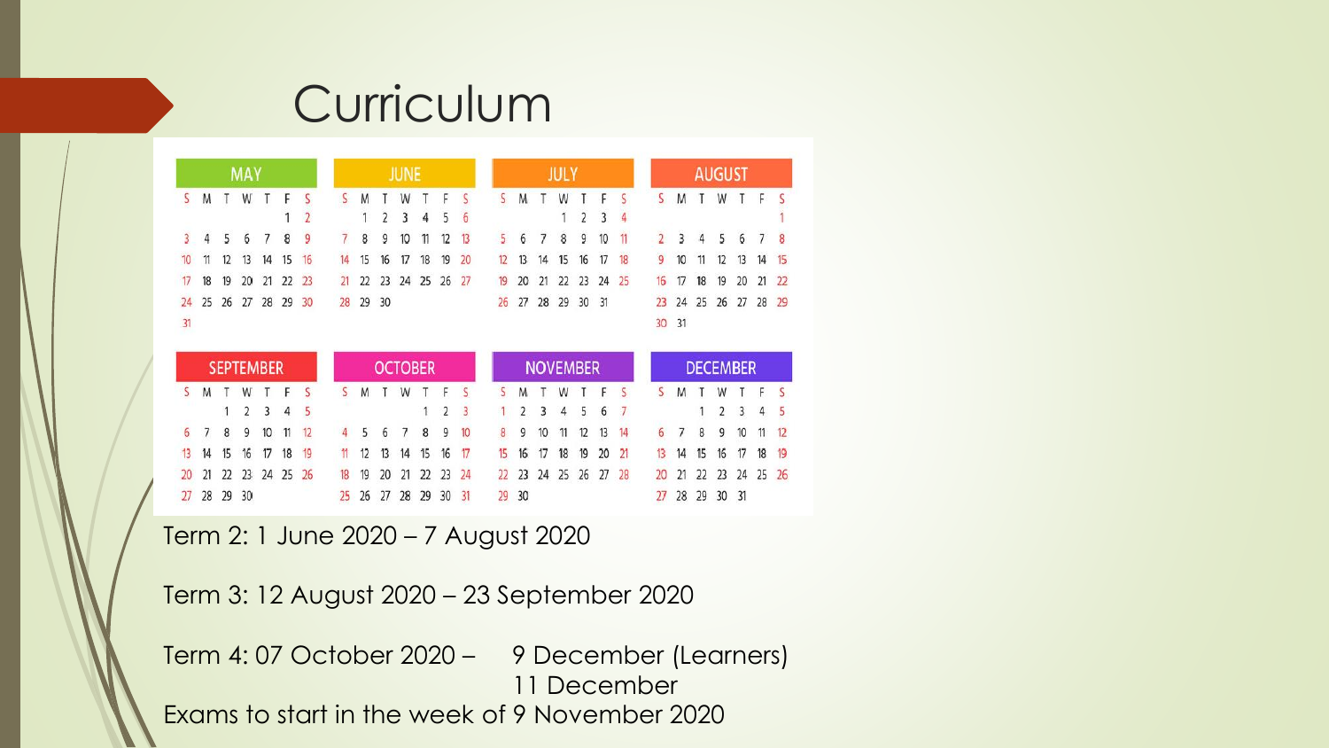# Curriculum

**MAY**

| S | M | T | W | T | F | S |
|---|---|---|---|---|---|---|
| | | | | | 1 | 2 |
| 3 | 4 | 5 | 6 | 7 | 8 | 9 |
| 10 | 11 | 12 | 13 | 14 | 15 | 16 |
| 17 | 18 | 19 | 20 | 21 | 22 | 23 |
| 24 | 25 | 26 | 27 | 28 | 29 | 30 |
| 31 | | | | | | |

**JUNE**

| S | M | T | W | T | F | S |
|---|---|---|---|---|---|---|
| | 1 | 2 | 3 | 4 | 5 | 6 |
| 7 | 8 | 9 | 10 | 11 | 12 | 13 |
| 14 | 15 | 16 | 17 | 18 | 19 | 20 |
| 21 | 22 | 23 | 24 | 25 | 26 | 27 |
| 28 | 29 | 30 | | | | |

**JULY**

| S | M | T | W | T | F | S |
|---|---|---|---|---|---|---|
| | | | 1 | 2 | 3 | 4 |
| 5 | 6 | 7 | 8 | 9 | 10 | 11 |
| 12 | 13 | 14 | 15 | 16 | 17 | 18 |
| 19 | 20 | 21 | 22 | 23 | 24 | 25 |
| 26 | 27 | 28 | 29 | 30 | 31 | |

**AUGUST**

| S | M | T | W | T | F | S |
|---|---|---|---|---|---|---|
| | | | | | | 1 |
| 2 | 3 | 4 | 5 | 6 | 7 | 8 |
| 9 | 10 | 11 | 12 | 13 | 14 | 15 |
| 16 | 17 | 18 | 19 | 20 | 21 | 22 |
| 23 | 24 | 25 | 26 | 27 | 28 | 29 |
| 30 | 31 | | | | | |

**SEPTEMBER**

| S | M | T | W | T | F | S |
|---|---|---|---|---|---|---|
| | | 1 | 2 | 3 | 4 | 5 |
| 6 | 7 | 8 | 9 | 10 | 11 | 12 |
| 13 | 14 | 15 | 16 | 17 | 18 | 19 |
| 20 | 21 | 22 | 23 | 24 | 25 | 26 |
| 27 | 28 | 29 | 30 | | | |

**OCTOBER**

| S | M | T | W | T | F | S |
|---|---|---|---|---|---|---|
| | | | | 1 | 2 | 3 |
| 4 | 5 | 6 | 7 | 8 | 9 | 10 |
| 11 | 12 | 13 | 14 | 15 | 16 | 17 |
| 18 | 19 | 20 | 21 | 22 | 23 | 24 |
| 25 | 26 | 27 | 28 | 29 | 30 | 31 |

**NOVEMBER**

| S | M | T | W | T | F | S |
|---|---|---|---|---|---|---|
| 1 | 2 | 3 | 4 | 5 | 6 | 7 |
| 8 | 9 | 10 | 11 | 12 | 13 | 14 |
| 15 | 16 | 17 | 18 | 19 | 20 | 21 |
| 22 | 23 | 24 | 25 | 26 | 27 | 28 |
| 29 | 30 | | | | | |

**DECEMBER**

| S | M | T | W | T | F | S |
|---|---|---|---|---|---|---|
| | | 1 | 2 | 3 | 4 | 5 |
| 6 | 7 | 8 | 9 | 10 | 11 | 12 |
| 13 | 14 | 15 | 16 | 17 | 18 | 19 |
| 20 | 21 | 22 | 23 | 24 | 25 | 26 |
| 27 | 28 | 29 | 30 | 31 | | |

Term 2: 1 June 2020 – 7 August 2020

Term 3: 12 August 2020 – 23 September 2020

Term 4: 07 October 2020 – 9 December (Learners)
11 December

Exams to start in the week of 9 November 2020